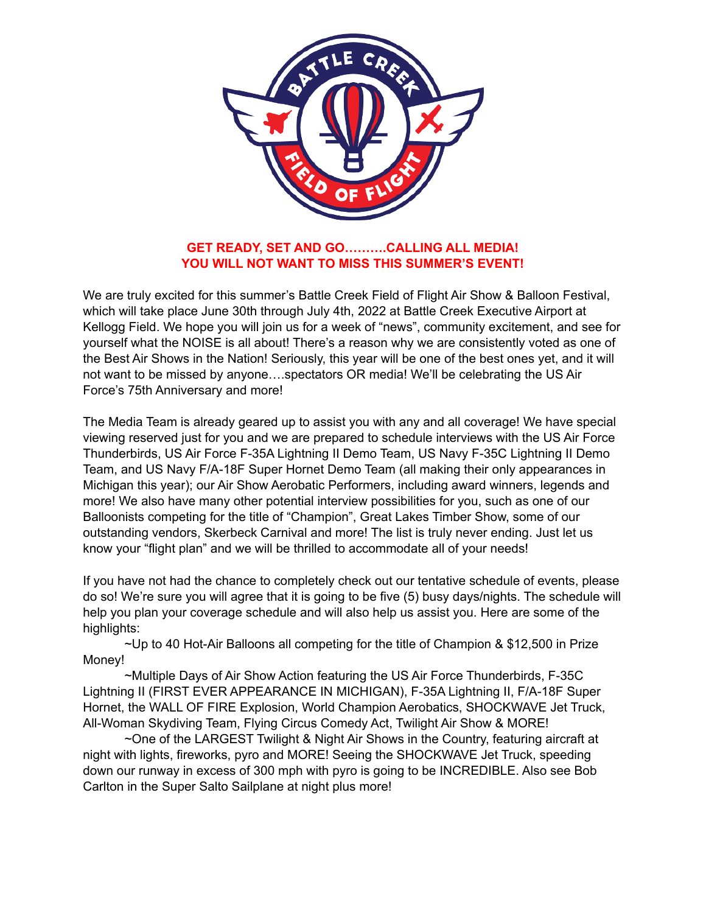**GET READY, SET AND GO……….CALLING ALL MEDIA!**
**YOU WILL NOT WANT TO MISS THIS SUMMER'S EVENT!**

We are truly excited for this summer's Battle Creek Field of Flight Air Show & Balloon Festival, which will take place June 30th through July 4th, 2022 at Battle Creek Executive Airport at Kellogg Field. We hope you will join us for a week of "news", community excitement, and see for yourself what the NOISE is all about! There's a reason why we are consistently voted as one of the Best Air Shows in the Nation! Seriously, this year will be one of the best ones yet, and it will not want to be missed by anyone….spectators OR media! We'll be celebrating the US Air Force's 75th Anniversary and more!

The Media Team is already geared up to assist you with any and all coverage! We have special viewing reserved just for you and we are prepared to schedule interviews with the US Air Force Thunderbirds, US Air Force F-35A Lightning II Demo Team, US Navy F-35C Lightning II Demo Team, and US Navy F/A-18F Super Hornet Demo Team (all making their only appearances in Michigan this year); our Air Show Aerobatic Performers, including award winners, legends and more! We also have many other potential interview possibilities for you, such as one of our Balloonists competing for the title of "Champion", Great Lakes Timber Show, some of our outstanding vendors, Skerbeck Carnival and more! The list is truly never ending. Just let us know your "flight plan" and we will be thrilled to accommodate all of your needs!

If you have not had the chance to completely check out our tentative schedule of events, please do so! We're sure you will agree that it is going to be five (5) busy days/nights. The schedule will help you plan your coverage schedule and will also help us assist you. Here are some of the highlights:

~Up to 40 Hot-Air Balloons all competing for the title of Champion & $12,500 in Prize Money!

~Multiple Days of Air Show Action featuring the US Air Force Thunderbirds, F-35C Lightning II (FIRST EVER APPEARANCE IN MICHIGAN), F-35A Lightning II, F/A-18F Super Hornet, the WALL OF FIRE Explosion, World Champion Aerobatics, SHOCKWAVE Jet Truck, All-Woman Skydiving Team, Flying Circus Comedy Act, Twilight Air Show & MORE!

~One of the LARGEST Twilight & Night Air Shows in the Country, featuring aircraft at night with lights, fireworks, pyro and MORE! Seeing the SHOCKWAVE Jet Truck, speeding down our runway in excess of 300 mph with pyro is going to be INCREDIBLE. Also see Bob Carlton in the Super Salto Sailplane at night plus more!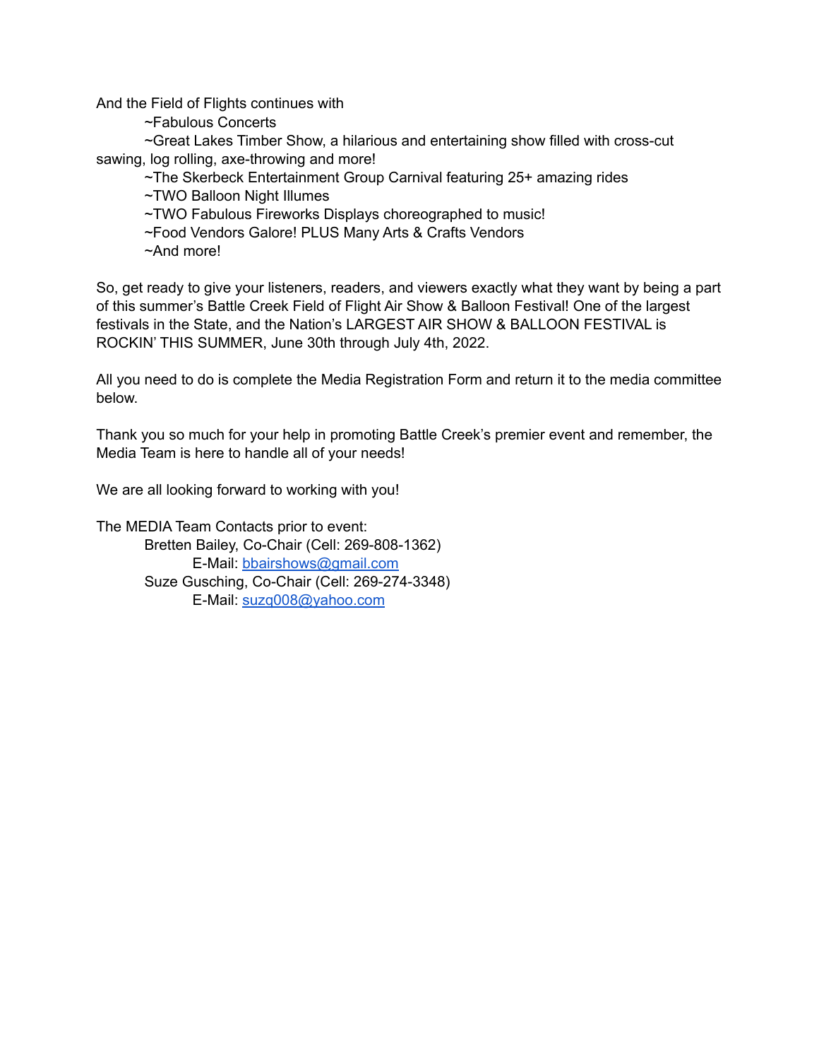And the Field of Flights continues with

- ~Fabulous Concerts
- ~Great Lakes Timber Show, a hilarious and entertaining show filled with cross-cut sawing, log rolling, axe-throwing and more!
- ~The Skerbeck Entertainment Group Carnival featuring 25+ amazing rides
- ~TWO Balloon Night Illumes
- ~TWO Fabulous Fireworks Displays choreographed to music!
- ~Food Vendors Galore! PLUS Many Arts & Crafts Vendors
- ~And more!

So, get ready to give your listeners, readers, and viewers exactly what they want by being a part of this summer's Battle Creek Field of Flight Air Show & Balloon Festival! One of the largest festivals in the State, and the Nation's LARGEST AIR SHOW & BALLOON FESTIVAL is ROCKIN' THIS SUMMER, June 30th through July 4th, 2022.

All you need to do is complete the Media Registration Form and return it to the media committee below.

Thank you so much for your help in promoting Battle Creek's premier event and remember, the Media Team is here to handle all of your needs!

We are all looking forward to working with you!

The MEDIA Team Contacts prior to event:

Bretten Bailey, Co-Chair (Cell: 269-808-1362)
E-Mail: bbairshows@gmail.com

Suze Gusching, Co-Chair (Cell: 269-274-3348)
E-Mail: suzq008@yahoo.com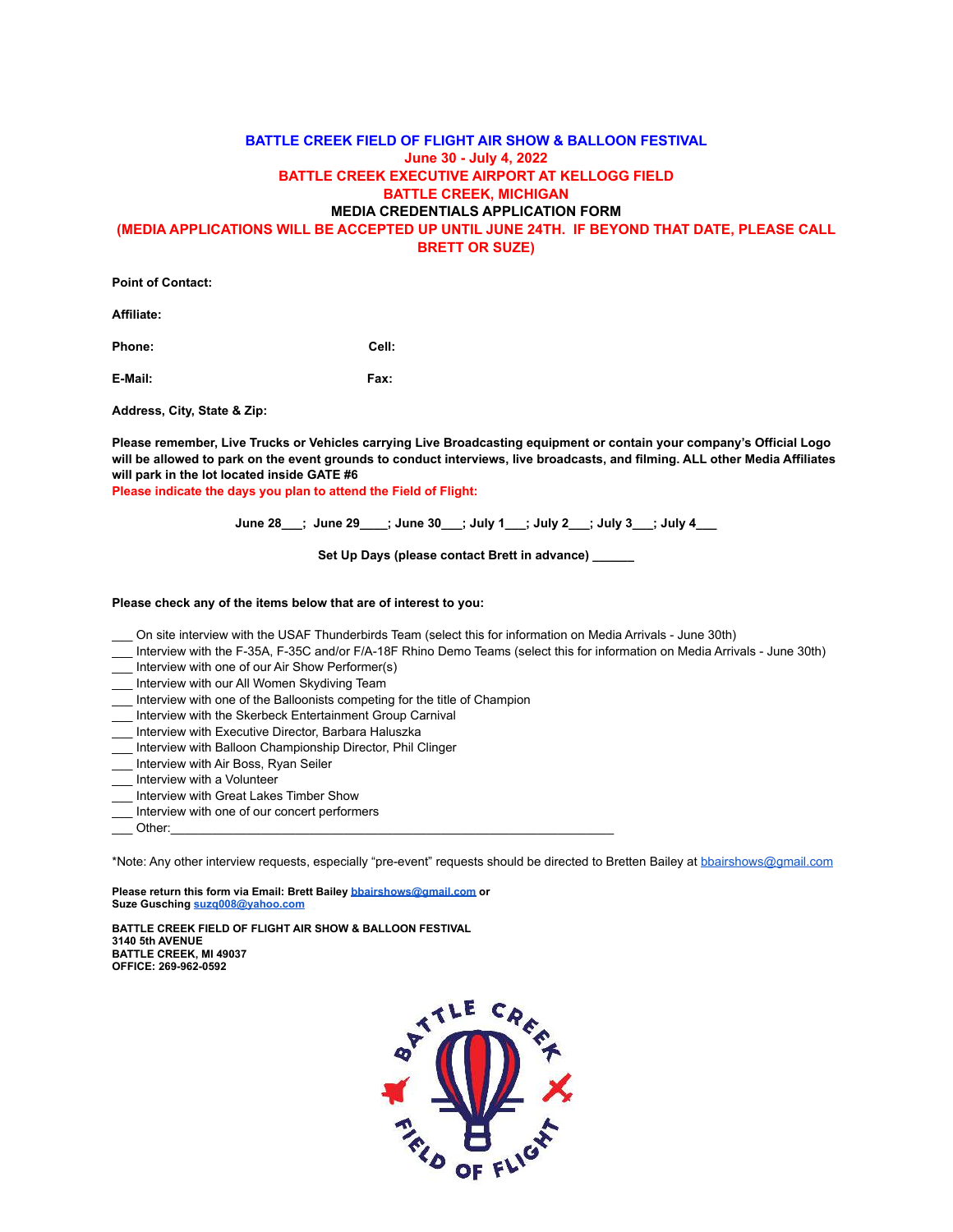**BATTLE CREEK FIELD OF FLIGHT AIR SHOW & BALLOON FESTIVAL**
**June 30 - July 4, 2022**
**BATTLE CREEK EXECUTIVE AIRPORT AT KELLOGG FIELD**
**BATTLE CREEK, MICHIGAN**

**MEDIA CREDENTIALS APPLICATION FORM**

**(MEDIA APPLICATIONS WILL BE ACCEPTED UP UNTIL JUNE 24TH. IF BEYOND THAT DATE, PLEASE CALL BRETT OR SUZE)**

**Point of Contact:**

**Affiliate:**

**Phone:** **Cell:**

**E-Mail:** **Fax:**

**Address, City, State & Zip:**

**Please remember, Live Trucks or Vehicles carrying Live Broadcasting equipment or contain your company's Official Logo will be allowed to park on the event grounds to conduct interviews, live broadcasts, and filming. ALL other Media Affiliates will park in the lot located inside GATE #6**

**Please indicate the days you plan to attend the Field of Flight:**

**June 28___; June 29____; June 30___; July 1___; July 2___; July 3___; July 4___**

**Set Up Days (please contact Brett in advance) ______**

**Please check any of the items below that are of interest to you:**

___ On site interview with the USAF Thunderbirds Team (select this for information on Media Arrivals - June 30th)
___ Interview with the F-35A, F-35C and/or F/A-18F Rhino Demo Teams (select this for information on Media Arrivals - June 30th)
___ Interview with one of our Air Show Performer(s)
___ Interview with our All Women Skydiving Team
___ Interview with one of the Balloonists competing for the title of Champion
___ Interview with the Skerbeck Entertainment Group Carnival
___ Interview with Executive Director, Barbara Haluszka
___ Interview with Balloon Championship Director, Phil Clinger
___ Interview with Air Boss, Ryan Seiler
___ Interview with a Volunteer
___ Interview with Great Lakes Timber Show
___ Interview with one of our concert performers
___ Other:_______________________________________________________________

*Note: Any other interview requests, especially "pre-event" requests should be directed to Bretten Bailey at bbairshows@gmail.com

**Please return this form via Email: Brett Bailey bbairshows@gmail.com or**
**Suze Gusching suzq008@yahoo.com**

**BATTLE CREEK FIELD OF FLIGHT AIR SHOW & BALLOON FESTIVAL**
**3140 5th AVENUE**
**BATTLE CREEK, MI 49037**
**OFFICE: 269-962-0592**

BATTLE CREEK FIELD OF FLIGHT